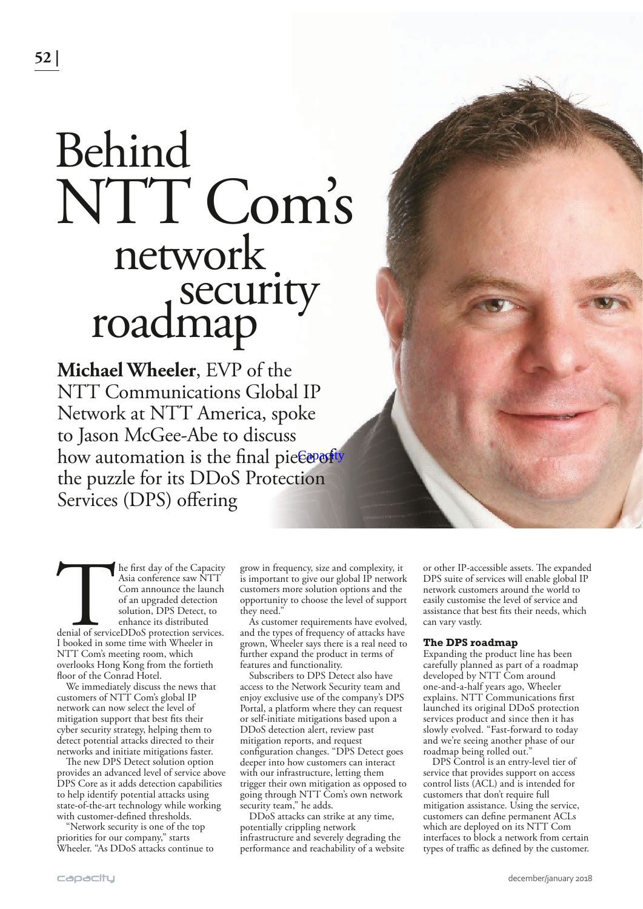// Behind NTT Com's network security roadmap

# Behind NTT Com's network security roadmap

**Michael Wheeler**, EVP of the NTT Communications Global IP Network at NTT America, spoke to Jason McGee-Abe to discuss how automation is the final piece of the puzzle for its DDoS Protection Services (DPS) offering

The first day of the Capacity Asia conference saw NTT Com announce the launch of an upgraded detection solution, DPS Detect, to enhance its distributed denial of serviceDDoS protection services. I booked in some time with Wheeler in NTT Com's meeting room, which overlooks Hong Kong from the fortieth floor of the Conrad Hotel.

We immediately discuss the news that customers of NTT Com's global IP network can now select the level of mitigation support that best fits their cyber security strategy, helping them to detect potential attacks directed to their networks and initiate mitigations faster.

The new DPS Detect solution option provides an advanced level of service above DPS Core as it adds detection capabilities to help identify potential attacks using state-of-the-art technology while working with customer-defined thresholds.

"Network security is one of the top priorities for our company," starts Wheeler. "As DDoS attacks continue to grow in frequency, size and complexity, it is important to give our global IP network customers more solution options and the opportunity to choose the level of support they need."

As customer requirements have evolved, and the types of frequency of attacks have grown, Wheeler says there is a real need to further expand the product in terms of features and functionality.

Subscribers to DPS Detect also have access to the Network Security team and enjoy exclusive use of the company's DPS Portal, a platform where they can request or self-initiate mitigations based upon a DDoS detection alert, review past mitigation reports, and request configuration changes. "DPS Detect goes deeper into how customers can interact with our infrastructure, letting them trigger their own mitigation as opposed to going through NTT Com's own network security team," he adds.

DDoS attacks can strike at any time, potentially crippling network infrastructure and severely degrading the performance and reachability of a website or other IP-accessible assets. The expanded DPS suite of services will enable global IP network customers around the world to easily customise the level of service and assistance that best fits their needs, which can vary vastly.

### The DPS roadmap

Expanding the product line has been carefully planned as part of a roadmap developed by NTT Com around one-and-a-half years ago, Wheeler explains. NTT Communications first launched its original DDoS protection services product and since then it has slowly evolved. "Fast-forward to today and we're seeing another phase of our roadmap being rolled out."

DPS Control is an entry-level tier of service that provides support on access control lists (ACL) and is intended for customers that don't require full mitigation assistance. Using the service, customers can define permanent ACLs which are deployed on its NTT Com interfaces to block a network from certain types of traffic as defined by the customer.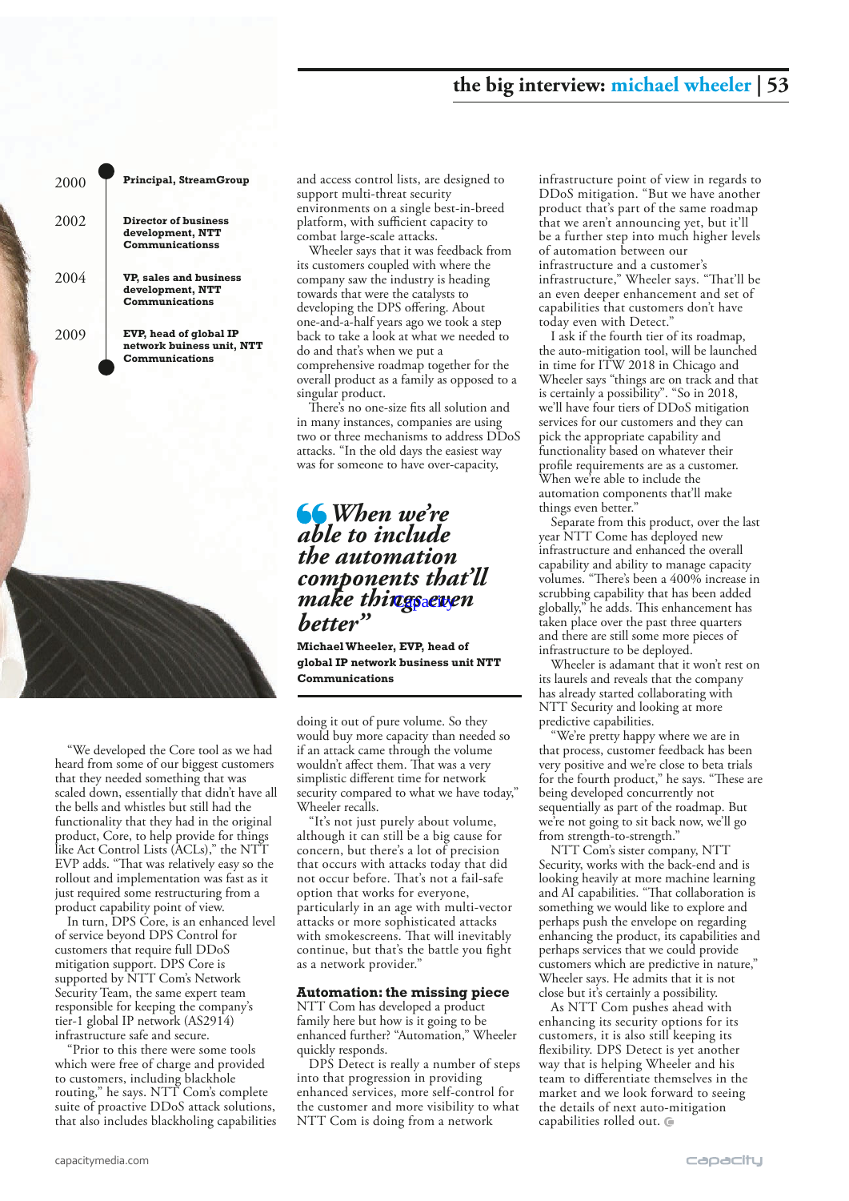| | |
|---|---|
| 2000 | **Principal, StreamGroup** |
| 2002 | **Director of business development, NTT Communicationss** |
| 2004 | **VP, sales and business development, NTT Communications** |
| 2009 | **EVP, head of global IP network buiness unit, NTT Communications** |

"We developed the Core tool as we had heard from some of our biggest customers that they needed something that was scaled down, essentially that didn't have all the bells and whistles but still had the functionality that they had in the original product, Core, to help provide for things like Act Control Lists (ACLs)," the NTT EVP adds. "That was relatively easy so the rollout and implementation was fast as it just required some restructuring from a product capability point of view.

In turn, DPS Core, is an enhanced level of service beyond DPS Control for customers that require full DDoS mitigation support. DPS Core is supported by NTT Com's Network Security Team, the same expert team responsible for keeping the company's tier-1 global IP network (AS2914) infrastructure safe and secure.

"Prior to this there were some tools which were free of charge and provided to customers, including blackhole routing," he says. NTT Com's complete suite of proactive DDoS attack solutions, that also includes blackholing capabilities and access control lists, are designed to support multi-threat security environments on a single best-in-breed platform, with sufficient capacity to combat large-scale attacks.

Wheeler says that it was feedback from its customers coupled with where the company saw the industry is heading towards that were the catalysts to developing the DPS offering. About one-and-a-half years ago we took a step back to take a look at what we needed to do and that's when we put a comprehensive roadmap together for the overall product as a family as opposed to a singular product.

There's no one-size fits all solution and in many instances, companies are using two or three mechanisms to address DDoS attacks. "In the old days the easiest way was for someone to have over-capacity,

> ***"When we're able to include the automation components that'll make things even better"***
>
> **Michael Wheeler, EVP, head of global IP network business unit NTT Communications**

doing it out of pure volume. So they would buy more capacity than needed so if an attack came through the volume wouldn't affect them. That was a very simplistic different time for network security compared to what we have today," Wheeler recalls.

"It's not just purely about volume, although it can still be a big cause for concern, but there's a lot of precision that occurs with attacks today that did not occur before. That's not a fail-safe option that works for everyone, particularly in an age with multi-vector attacks or more sophisticated attacks with smokescreens. That will inevitably continue, but that's the battle you fight as a network provider."

## Automation: the missing piece

NTT Com has developed a product family here but how is it going to be enhanced further? "Automation," Wheeler quickly responds.

DPS Detect is really a number of steps into that progression in providing enhanced services, more self-control for the customer and more visibility to what NTT Com is doing from a network infrastructure point of view in regards to DDoS mitigation. "But we have another product that's part of the same roadmap that we aren't announcing yet, but it'll be a further step into much higher levels of automation between our infrastructure and a customer's infrastructure," Wheeler says. "That'll be an even deeper enhancement and set of capabilities that customers don't have today even with Detect."

I ask if the fourth tier of its roadmap, the auto-mitigation tool, will be launched in time for ITW 2018 in Chicago and Wheeler says "things are on track and that is certainly a possibility". "So in 2018, we'll have four tiers of DDoS mitigation services for our customers and they can pick the appropriate capability and functionality based on whatever their profile requirements are as a customer. When we're able to include the automation components that'll make things even better."

Separate from this product, over the last year NTT Come has deployed new infrastructure and enhanced the overall capability and ability to manage capacity volumes. "There's been a 400% increase in scrubbing capability that has been added globally," he adds. This enhancement has taken place over the past three quarters and there are still some more pieces of infrastructure to be deployed.

Wheeler is adamant that it won't rest on its laurels and reveals that the company has already started collaborating with NTT Security and looking at more predictive capabilities.

"We're pretty happy where we are in that process, customer feedback has been very positive and we're close to beta trials for the fourth product," he says. "These are being developed concurrently not sequentially as part of the roadmap. But we're not going to sit back now, we'll go from strength-to-strength."

NTT Com's sister company, NTT Security, works with the back-end and is looking heavily at more machine learning and AI capabilities. "That collaboration is something we would like to explore and perhaps push the envelope on regarding enhancing the product, its capabilities and perhaps services that we could provide customers which are predictive in nature," Wheeler says. He admits that it is not close but it's certainly a possibility.

As NTT Com pushes ahead with enhancing its security options for its customers, it is also still keeping its flexibility. DPS Detect is yet another way that is helping Wheeler and his team to differentiate themselves in the market and we look forward to seeing the details of next auto-mitigation capabilities rolled out.